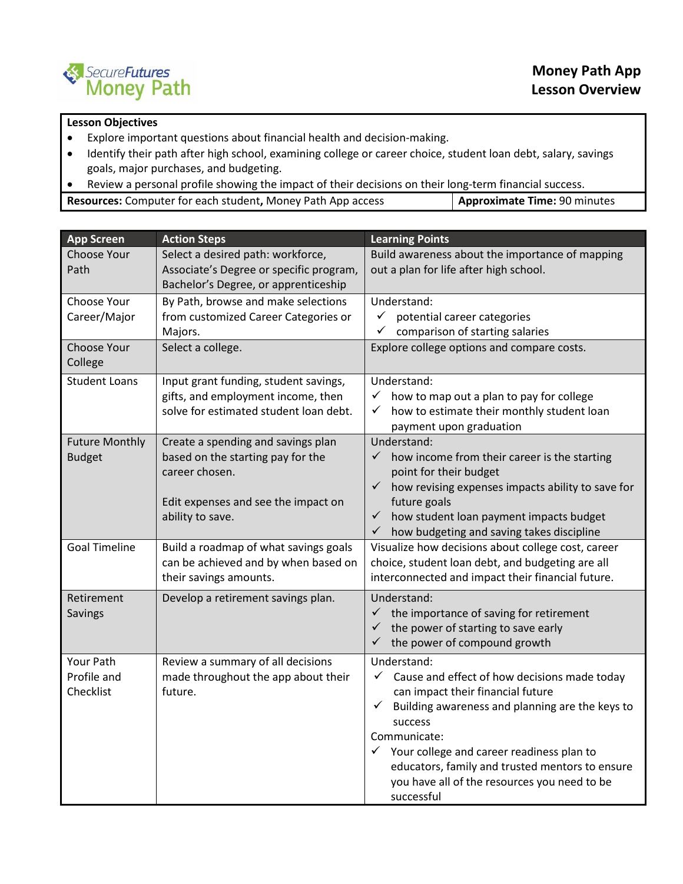SecureFutures Money Path

# Money Path App Lesson Overview

**Lesson Objectives**

- Explore important questions about financial health and decision-making.
- Identify their path after high school, examining college or career choice, student loan debt, salary, savings goals, major purchases, and budgeting.
- Review a personal profile showing the impact of their decisions on their long-term financial success.

**Resources:** Computer for each student**,** Money Path App access | **Approximate Time:** 90 minutes

| App Screen | Action Steps | Learning Points |
|---|---|---|
| Choose Your Path | Select a desired path: workforce, Associate's Degree or specific program, Bachelor's Degree, or apprenticeship | Build awareness about the importance of mapping out a plan for life after high school. |
| Choose Your Career/Major | By Path, browse and make selections from customized Career Categories or Majors. | Understand:<br>✓ potential career categories<br>✓ comparison of starting salaries |
| Choose Your College | Select a college. | Explore college options and compare costs. |
| Student Loans | Input grant funding, student savings, gifts, and employment income, then solve for estimated student loan debt. | Understand:<br>✓ how to map out a plan to pay for college<br>✓ how to estimate their monthly student loan payment upon graduation |
| Future Monthly Budget | Create a spending and savings plan based on the starting pay for the career chosen.<br><br>Edit expenses and see the impact on ability to save. | Understand:<br>✓ how income from their career is the starting point for their budget<br>✓ how revising expenses impacts ability to save for future goals<br>✓ how student loan payment impacts budget<br>✓ how budgeting and saving takes discipline |
| Goal Timeline | Build a roadmap of what savings goals can be achieved and by when based on their savings amounts. | Visualize how decisions about college cost, career choice, student loan debt, and budgeting are all interconnected and impact their financial future. |
| Retirement Savings | Develop a retirement savings plan. | Understand:<br>✓ the importance of saving for retirement<br>✓ the power of starting to save early<br>✓ the power of compound growth |
| Your Path Profile and Checklist | Review a summary of all decisions made throughout the app about their future. | Understand:<br>✓ Cause and effect of how decisions made today can impact their financial future<br>✓ Building awareness and planning are the keys to success<br>Communicate:<br>✓ Your college and career readiness plan to educators, family and trusted mentors to ensure you have all of the resources you need to be successful |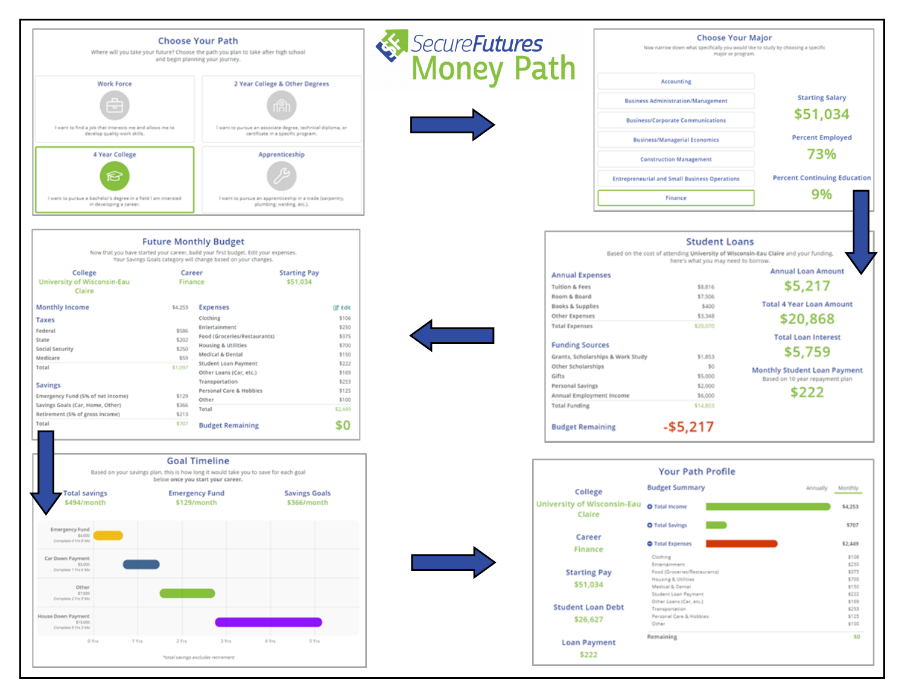# SecureFutures Money Path

## Choose Your Path

Where will you take your future? Choose the path you plan to take after high school and begin planning your journey.

**Work Force**
I want to find a job that interests me and allows me to develop quality work skills.

**2 Year College & Other Degrees**
I want to pursue an associate degree, technical diploma, or certificate in a specific program.

**4 Year College**
I want to pursue a bachelor's degree in a field I am interested in developing a career.

**Apprenticeship**
I want to pursue an apprenticeship in a trade (carpentry, plumbing, welding, etc.).

## Choose Your Major

Now narrow down what specifically you would like to study by choosing a specific major or program.

- Accounting
- Business Administration/Management
- Business/Corporate Communications
- Business/Managerial Economics
- Construction Management
- Entrepreneurial and Small Business Operations
- Finance

Starting Salary
**$51,034**

Percent Employed
**73%**

Percent Continuing Education
**9%**

## Student Loans

Based on the cost of attending University of Wisconsin-Eau Claire and your funding, here's what you may need to borrow.

| Annual Expenses | |
|---|---|
| Tuition & Fees | $8,816 |
| Room & Board | $7,506 |
| Books & Supplies | $400 |
| Other Expenses | $3,348 |
| Total Expenses | $20,070 |

| Funding Sources | |
|---|---|
| Grants, Scholarships & Work Study | $1,853 |
| Other Scholarships | $0 |
| Gifts | $5,000 |
| Personal Savings | $2,000 |
| Annual Employment Income | $6,000 |
| Total Funding | $14,853 |

Budget Remaining **-$5,217**

Annual Loan Amount
**$5,217**

Total 4 Year Loan Amount
**$20,868**

Total Loan Interest
**$5,759**

Monthly Student Loan Payment
Based on 10 year repayment plan
**$222**

## Future Monthly Budget

Now that you have started your career, build your first budget. Edit your expenses. Your Savings Goals category will change based on your changes.

College: University of Wisconsin-Eau Claire
Career: Finance
Starting Pay: $51,034

| Monthly Income | $4,253 |
|---|---|
| **Taxes** | |
| Federal | $586 |
| State | $202 |
| Social Security | $250 |
| Medicare | $59 |
| Total | $1,097 |
| **Savings** | |
| Emergency Fund (5% of net income) | $129 |
| Savings Goals (Car, Home, Other) | $366 |
| Retirement (5% of gross income) | $213 |
| Total | $707 |

| Expenses | Edit |
|---|---|
| Clothing | $106 |
| Entertainment | $250 |
| Food (Groceries/Restaurants) | $375 |
| Housing & Utilities | $700 |
| Medical & Dental | $150 |
| Student Loan Payment | $222 |
| Other Loans (Car, etc.) | $169 |
| Transportation | $253 |
| Personal Care & Hobbies | $125 |
| Other | $100 |
| Total | $2,449 |

Budget Remaining **$0**

## Goal Timeline

Based on your savings plan, this is how long it would take you to save for each goal below once you start your career.

Total savings: $494/month
Emergency Fund: $129/month
Savings Goals: $366/month

Emergency Fund $4,000 Complete 0 Yrs 8 Mo
Car Down Payment $5,000 Complete 1 Yrs 6 Mo
Other $7,500 Complete 2 Yrs 9 Mo
House Down Payment $15,000 Complete 5 Yrs 3 Mo

0 Yrs, 1 Yrs, 2 Yrs, 3 Yrs, 4 Yrs, 5 Yrs

*total savings excludes retirement

## Your Path Profile

College: University of Wisconsin-Eau Claire
Career: Finance
Starting Pay: $51,034
Student Loan Debt: $26,627
Loan Payment: $222

Budget Summary (Annually / Monthly)

Total Income $4,253
Total Savings $707
Total Expenses $2,449

| | |
|---|---|
| Clothing | $106 |
| Entertainment | $250 |
| Food (Groceries/Restaurants) | $375 |
| Housing & Utilities | $700 |
| Medical & Dental | $150 |
| Student Loan Payment | $222 |
| Other Loans (Car, etc.) | $169 |
| Transportation | $253 |
| Personal Care & Hobbies | $125 |
| Other | $100 |
| Remaining | $0 |